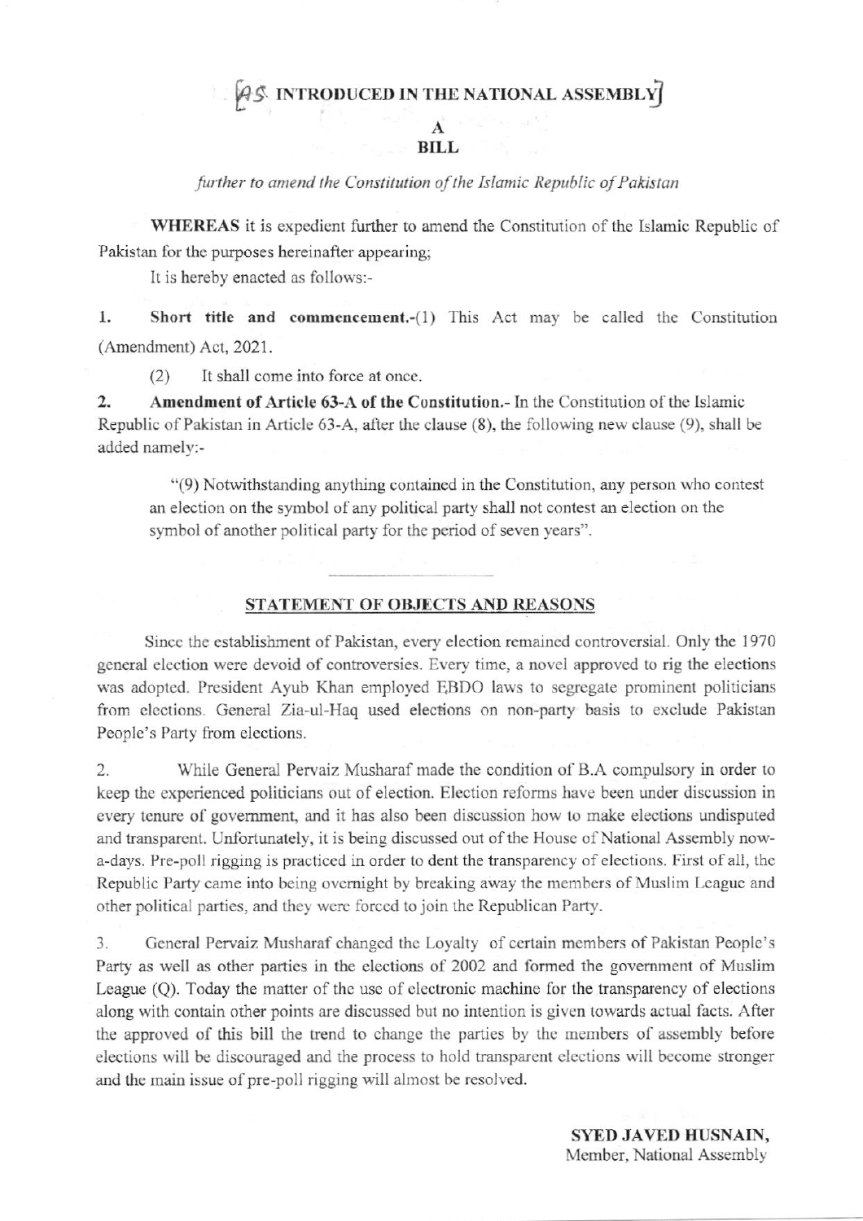# [AS INTRODUCED IN THE NATIONAL ASSEMBLY]

## A
## BILL

*further to amend the Constitution of the Islamic Republic of Pakistan*

**WHEREAS** it is expedient further to amend the Constitution of the Islamic Republic of Pakistan for the purposes hereinafter appearing;

It is hereby enacted as follows:-

**1. Short title and commencement.**-(1) This Act may be called the Constitution (Amendment) Act, 2021.

(2) It shall come into force at once.

**2. Amendment of Article 63-A of the Constitution.**- In the Constitution of the Islamic Republic of Pakistan in Article 63-A, after the clause (8), the following new clause (9), shall be added namely:-

> "(9) Notwithstanding anything contained in the Constitution, any person who contest an election on the symbol of any political party shall not contest an election on the symbol of another political party for the period of seven years".

---

### STATEMENT OF OBJECTS AND REASONS

Since the establishment of Pakistan, every election remained controversial. Only the 1970 general election were devoid of controversies. Every time, a novel approved to rig the elections was adopted. President Ayub Khan employed EBDO laws to segregate prominent politicians from elections. General Zia-ul-Haq used elections on non-party basis to exclude Pakistan People's Party from elections.

2. While General Pervaiz Musharaf made the condition of B.A compulsory in order to keep the experienced politicians out of election. Election reforms have been under discussion in every tenure of government, and it has also been discussion how to make elections undisputed and transparent. Unfortunately, it is being discussed out of the House of National Assembly now-a-days. Pre-poll rigging is practiced in order to dent the transparency of elections. First of all, the Republic Party came into being overnight by breaking away the members of Muslim League and other political parties, and they were forced to join the Republican Party.

3. General Pervaiz Musharaf changed the Loyalty of certain members of Pakistan People's Party as well as other parties in the elections of 2002 and formed the government of Muslim League (Q). Today the matter of the use of electronic machine for the transparency of elections along with contain other points are discussed but no intention is given towards actual facts. After the approved of this bill the trend to change the parties by the members of assembly before elections will be discouraged and the process to hold transparent elections will become stronger and the main issue of pre-poll rigging will almost be resolved.

**SYED JAVED HUSNAIN,**
Member, National Assembly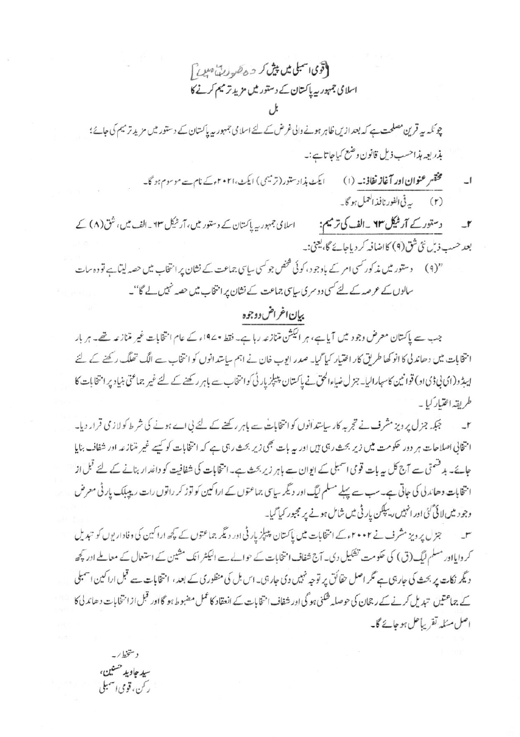[قومی اسمبلی میں پیش کردہ صورت میں]

اسلامی جمہوریہ پاکستان کے دستور میں مزید ترمیم کرنے کا

بل

چونکہ یہ قرین مصلحت ہے کہ بعد ازیں ظاہر ہونے والی غرض کے لئے اسلامی جمہوریہ پاکستان کے دستور میں مزید ترمیم کی جائے؛

بذریعہ ہذا حسب ذیل قانون وضع کیا جاتا ہے:۔

۱۔ **مختصر عنوان اور آغاز نفاذ:۔** (۱) ایکٹ ہذا دستور (ترمیمی) ایکٹ، ۲۰۲۱ء کے نام سے موسوم ہوگا۔

(۲) یہ فی الفور نافذ العمل ہوگا۔

۲۔ **دستور کے آرٹیکل ۶۳۔الف کی ترمیم:** اسلامی جمہوریہ پاکستان کے دستور میں، آرٹیکل ۶۳۔الف میں، شق (۸) کے بعد حسب ذیل نئی شق (۹) کا اضافہ کر دیا جائے گا، یعنی:۔

"(۹) دستور میں مذکور کسی امر کے باوجود، کوئی شخص جو کسی سیاسی جماعت کے نشان پر انتخاب میں حصہ لیتا ہے تو وہ سات سالوں کے عرصہ کے لئے کسی دوسری سیاسی جماعت کے نشان پر انتخاب میں حصہ نہیں لے گا"۔

## بیان اغراض و وجوہ

جب سے پاکستان معرض وجود میں آیا ہے، ہر الیکشن متنازعہ رہا ہے۔ فقط ۱۹۷۰ء کے عام انتخابات غیر متنازعہ تھے۔ ہر بار انتخابات میں دھاندلی کا انوکھا طریق کار اختیار کیا گیا۔ صدر ایوب خان نے اہم سیاستدانوں کو انتخاب سے الگ تھلگ رکھنے کے لئے ایبڈو (ای بی ڈی او) قوانین کا سہارا لیا۔ جنرل ضیاء الحق نے پاکستان پیپلز پارٹی کو انتخاب سے باہر رکھنے کے لئے غیر جماعتی بنیاد پر انتخابات کا طریقہ اختیار کیا۔

۲۔ جبکہ جنرل پرویز مشرف نے تجربہ کار سیاستدانوں کو انتخابات سے باہر رکھنے کے لئے بی اے ہونے کی شرط کو لازمی قرار دیا۔ انتخابی اصلاحات ہر دور حکومت میں زیر بحث رہی ہیں اور یہ بات بھی زیر بحث رہی ہے کہ انتخابات کو کیسے غیر متنازعہ اور شفاف بنایا جائے۔ بدقسمتی سے آج کل یہ بات قومی اسمبلی کے ایوان سے باہر زیر بحث ہے۔ انتخابات کی شفافیت کو داغدار بنانے کے لئے قبل از انتخابات دھاندلی کی جاتی ہے۔ سب سے پہلے مسلم لیگ اور دیگر سیاسی جماعتوں کے اراکین کو توڑ کر راتوں رات ریپبلک پارٹی معرض وجود میں لائی گئی اور انہیں ریپبلکن پارٹی میں شامل ہونے پر مجبور کیا گیا۔

۳۔ جنرل پرویز مشرف نے ۲۰۰۲ء کے انتخابات میں پاکستان پیپلز پارٹی اور دیگر جماعتوں کے کچھ اراکین کی وفاداریوں کو تبدیل کروایا اور مسلم لیگ (ق) کی حکومت تشکیل دی۔ آج شفاف انتخابات کے حوالے سے الیکٹرانک مشین کے استعمال کے معاملے اور کچھ دیگر نکات پر بحث کی جارہی ہے مگر اصل حقائق پر توجہ نہیں دی جارہی۔ اس بل کی منظوری کے بعد، انتخابات سے قبل اراکین اسمبلی کے جماعتیں تبدیل کرنے کے رجحان کی حوصلہ شکنی ہوگی اور شفاف انتخابات کے انعقاد کا عمل مضبوط ہوگا اور قبل از انتخابات دھاندلی کا اصل مسئلہ تقریباً حل ہو جائے گا۔

دستخط/۔

سید جاوید حسنین،

رکن، قومی اسمبلی